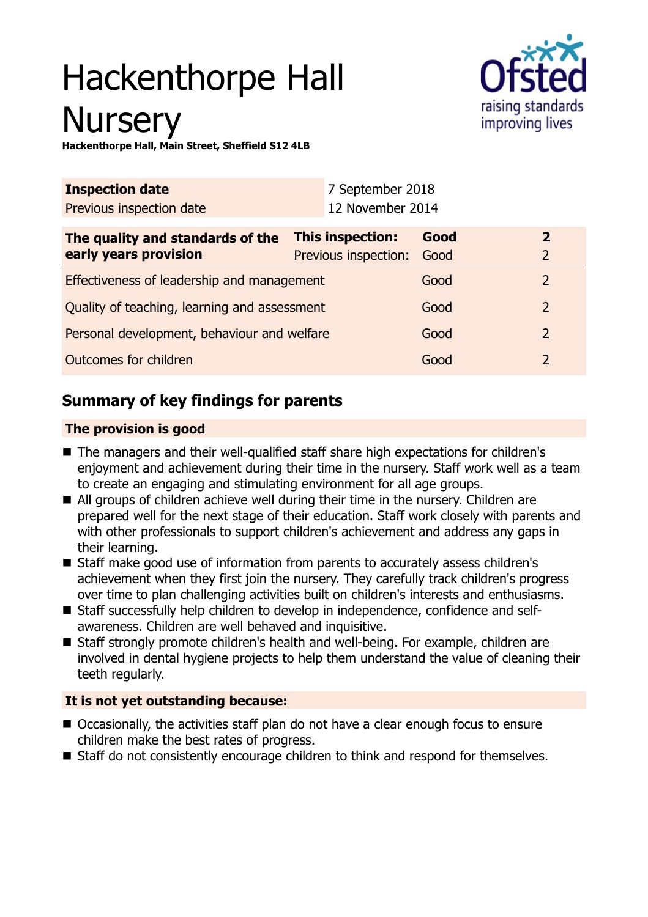# Hackenthorpe Hall Nursery

**Hackenthorpe Hall, Main Street, Sheffield S12 4LB**

| **Inspection date** | 7 September 2018 |
|---|---|
| Previous inspection date | 12 November 2014 |

| **The quality and standards of the early years provision** | **This inspection:** | **Good** | **2** |
|---|---|---|---|
| | Previous inspection: | Good | 2 |
| Effectiveness of leadership and management | | Good | 2 |
| Quality of teaching, learning and assessment | | Good | 2 |
| Personal development, behaviour and welfare | | Good | 2 |
| Outcomes for children | | Good | 2 |

## Summary of key findings for parents

### The provision is good

- The managers and their well-qualified staff share high expectations for children's enjoyment and achievement during their time in the nursery. Staff work well as a team to create an engaging and stimulating environment for all age groups.
- All groups of children achieve well during their time in the nursery. Children are prepared well for the next stage of their education. Staff work closely with parents and with other professionals to support children's achievement and address any gaps in their learning.
- Staff make good use of information from parents to accurately assess children's achievement when they first join the nursery. They carefully track children's progress over time to plan challenging activities built on children's interests and enthusiasms.
- Staff successfully help children to develop in independence, confidence and self-awareness. Children are well behaved and inquisitive.
- Staff strongly promote children's health and well-being. For example, children are involved in dental hygiene projects to help them understand the value of cleaning their teeth regularly.

### It is not yet outstanding because:

- Occasionally, the activities staff plan do not have a clear enough focus to ensure children make the best rates of progress.
- Staff do not consistently encourage children to think and respond for themselves.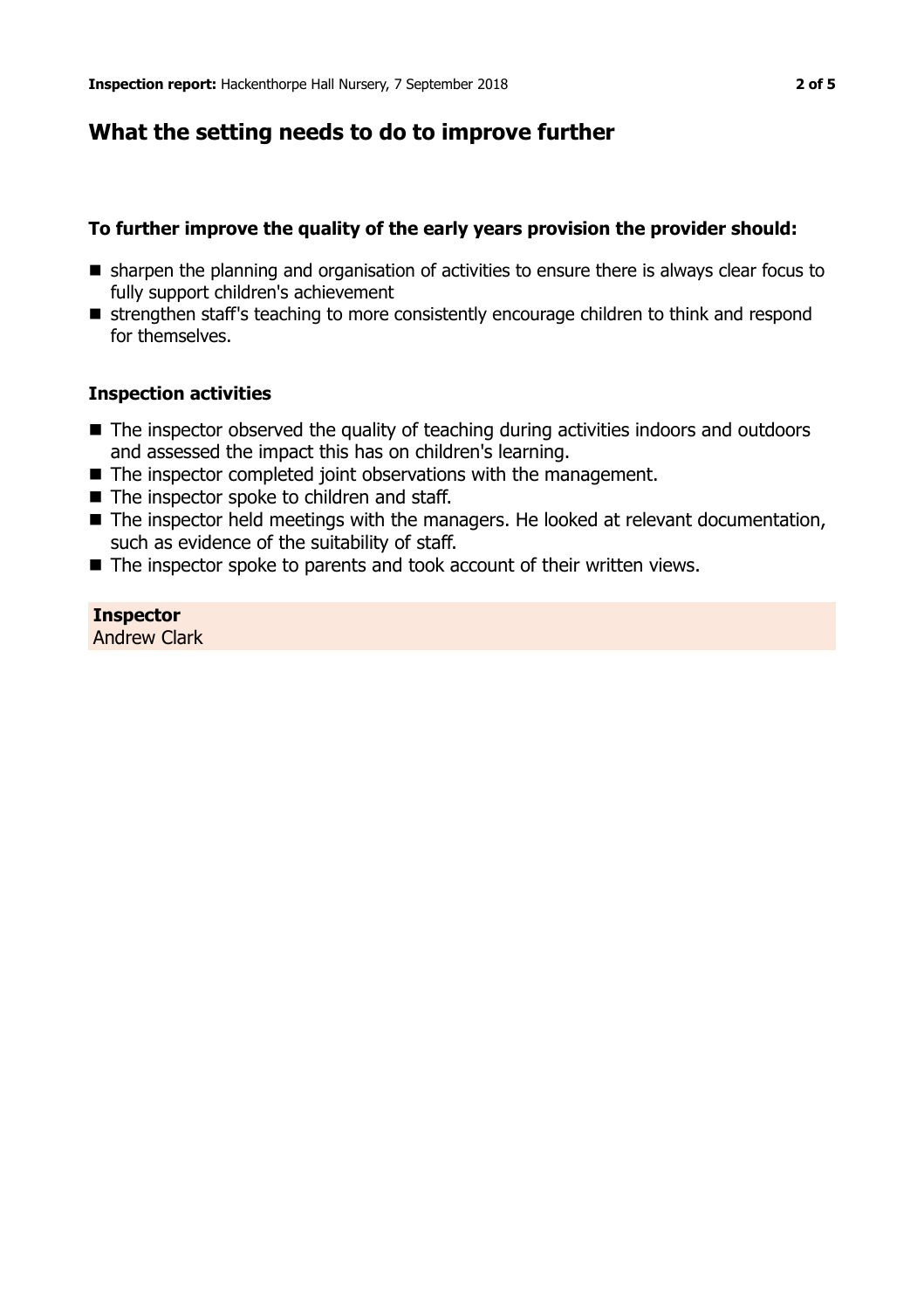## What the setting needs to do to improve further

### To further improve the quality of the early years provision the provider should:

- sharpen the planning and organisation of activities to ensure there is always clear focus to fully support children's achievement
- strengthen staff's teaching to more consistently encourage children to think and respond for themselves.

### Inspection activities

- The inspector observed the quality of teaching during activities indoors and outdoors and assessed the impact this has on children's learning.
- The inspector completed joint observations with the management.
- The inspector spoke to children and staff.
- The inspector held meetings with the managers. He looked at relevant documentation, such as evidence of the suitability of staff.
- The inspector spoke to parents and took account of their written views.

**Inspector**
Andrew Clark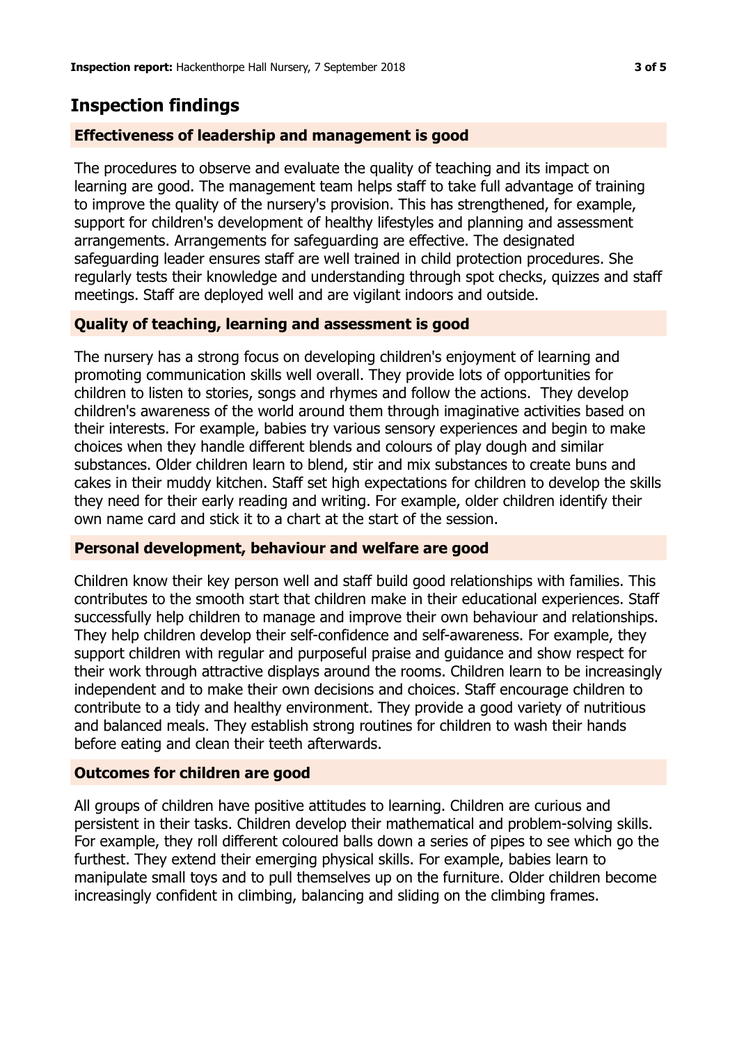## Inspection findings

### Effectiveness of leadership and management is good

The procedures to observe and evaluate the quality of teaching and its impact on learning are good. The management team helps staff to take full advantage of training to improve the quality of the nursery's provision. This has strengthened, for example, support for children's development of healthy lifestyles and planning and assessment arrangements. Arrangements for safeguarding are effective. The designated safeguarding leader ensures staff are well trained in child protection procedures. She regularly tests their knowledge and understanding through spot checks, quizzes and staff meetings. Staff are deployed well and are vigilant indoors and outside.

### Quality of teaching, learning and assessment is good

The nursery has a strong focus on developing children's enjoyment of learning and promoting communication skills well overall. They provide lots of opportunities for children to listen to stories, songs and rhymes and follow the actions. They develop children's awareness of the world around them through imaginative activities based on their interests. For example, babies try various sensory experiences and begin to make choices when they handle different blends and colours of play dough and similar substances. Older children learn to blend, stir and mix substances to create buns and cakes in their muddy kitchen. Staff set high expectations for children to develop the skills they need for their early reading and writing. For example, older children identify their own name card and stick it to a chart at the start of the session.

### Personal development, behaviour and welfare are good

Children know their key person well and staff build good relationships with families. This contributes to the smooth start that children make in their educational experiences. Staff successfully help children to manage and improve their own behaviour and relationships. They help children develop their self-confidence and self-awareness. For example, they support children with regular and purposeful praise and guidance and show respect for their work through attractive displays around the rooms. Children learn to be increasingly independent and to make their own decisions and choices. Staff encourage children to contribute to a tidy and healthy environment. They provide a good variety of nutritious and balanced meals. They establish strong routines for children to wash their hands before eating and clean their teeth afterwards.

### Outcomes for children are good

All groups of children have positive attitudes to learning. Children are curious and persistent in their tasks. Children develop their mathematical and problem-solving skills. For example, they roll different coloured balls down a series of pipes to see which go the furthest. They extend their emerging physical skills. For example, babies learn to manipulate small toys and to pull themselves up on the furniture. Older children become increasingly confident in climbing, balancing and sliding on the climbing frames.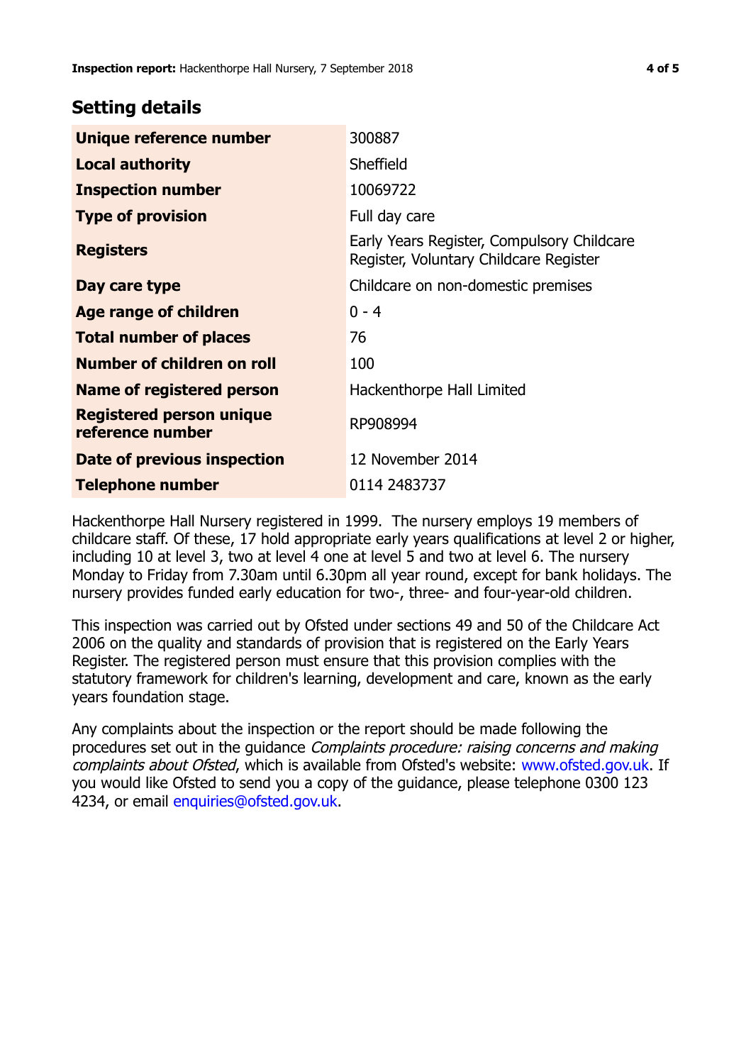## Setting details

| | |
|---|---|
| **Unique reference number** | 300887 |
| **Local authority** | Sheffield |
| **Inspection number** | 10069722 |
| **Type of provision** | Full day care |
| **Registers** | Early Years Register, Compulsory Childcare Register, Voluntary Childcare Register |
| **Day care type** | Childcare on non-domestic premises |
| **Age range of children** | 0 - 4 |
| **Total number of places** | 76 |
| **Number of children on roll** | 100 |
| **Name of registered person** | Hackenthorpe Hall Limited |
| **Registered person unique reference number** | RP908994 |
| **Date of previous inspection** | 12 November 2014 |
| **Telephone number** | 0114 2483737 |

Hackenthorpe Hall Nursery registered in 1999. The nursery employs 19 members of childcare staff. Of these, 17 hold appropriate early years qualifications at level 2 or higher, including 10 at level 3, two at level 4 one at level 5 and two at level 6. The nursery Monday to Friday from 7.30am until 6.30pm all year round, except for bank holidays. The nursery provides funded early education for two-, three- and four-year-old children.

This inspection was carried out by Ofsted under sections 49 and 50 of the Childcare Act 2006 on the quality and standards of provision that is registered on the Early Years Register. The registered person must ensure that this provision complies with the statutory framework for children's learning, development and care, known as the early years foundation stage.

Any complaints about the inspection or the report should be made following the procedures set out in the guidance *Complaints procedure: raising concerns and making complaints about Ofsted*, which is available from Ofsted's website: www.ofsted.gov.uk. If you would like Ofsted to send you a copy of the guidance, please telephone 0300 123 4234, or email enquiries@ofsted.gov.uk.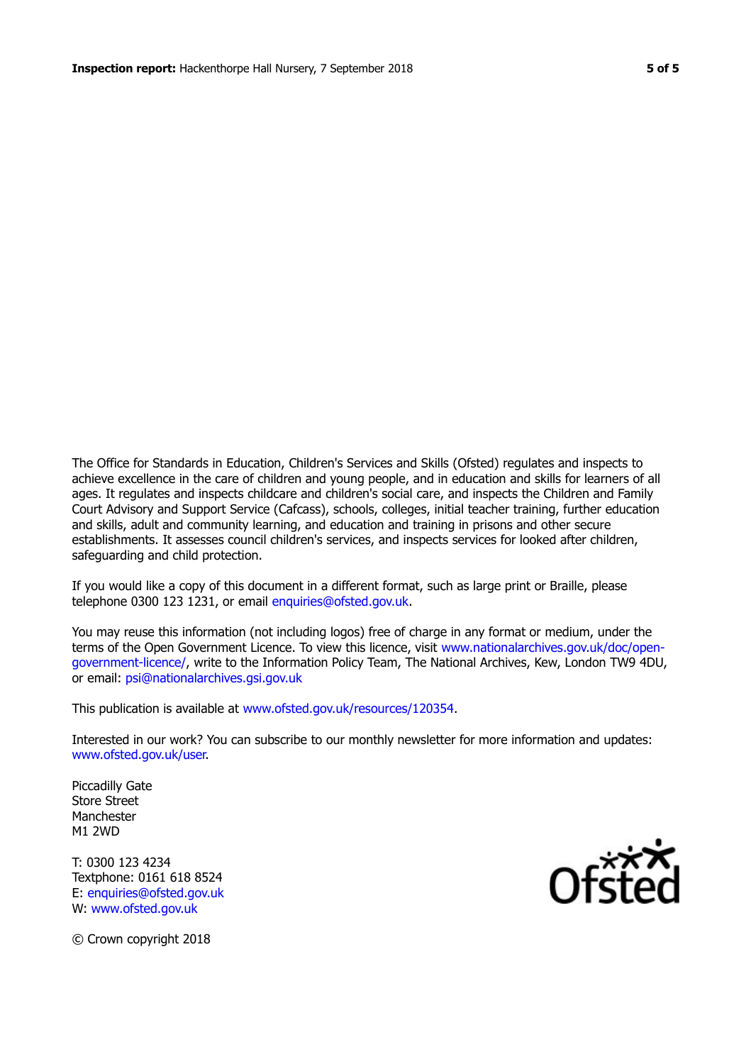The Office for Standards in Education, Children's Services and Skills (Ofsted) regulates and inspects to achieve excellence in the care of children and young people, and in education and skills for learners of all ages. It regulates and inspects childcare and children's social care, and inspects the Children and Family Court Advisory and Support Service (Cafcass), schools, colleges, initial teacher training, further education and skills, adult and community learning, and education and training in prisons and other secure establishments. It assesses council children's services, and inspects services for looked after children, safeguarding and child protection.

If you would like a copy of this document in a different format, such as large print or Braille, please telephone 0300 123 1231, or email enquiries@ofsted.gov.uk.

You may reuse this information (not including logos) free of charge in any format or medium, under the terms of the Open Government Licence. To view this licence, visit www.nationalarchives.gov.uk/doc/open-government-licence/, write to the Information Policy Team, The National Archives, Kew, London TW9 4DU, or email: psi@nationalarchives.gsi.gov.uk

This publication is available at www.ofsted.gov.uk/resources/120354.

Interested in our work? You can subscribe to our monthly newsletter for more information and updates: www.ofsted.gov.uk/user.

Piccadilly Gate
Store Street
Manchester
M1 2WD

T: 0300 123 4234
Textphone: 0161 618 8524
E: enquiries@ofsted.gov.uk
W: www.ofsted.gov.uk

© Crown copyright 2018